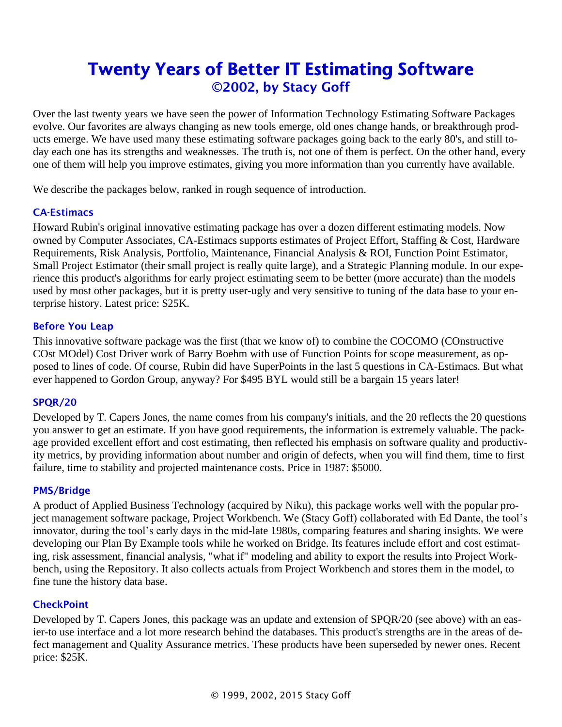# Twenty Years of Better IT Estimating Software

## ©2002, by Stacy Goff

Over the last twenty years we have seen the power of Information Technology Estimating Software Packages evolve. Our favorites are always changing as new tools emerge, old ones change hands, or breakthrough products emerge. We have used many these estimating software packages going back to the early 80's, and still today each one has its strengths and weaknesses. The truth is, not one of them is perfect. On the other hand, every one of them will help you improve estimates, giving you more information than you currently have available.

We describe the packages below, ranked in rough sequence of introduction.

### CA-Estimacs

Howard Rubin's original innovative estimating package has over a dozen different estimating models. Now owned by Computer Associates, CA-Estimacs supports estimates of Project Effort, Staffing & Cost, Hardware Requirements, Risk Analysis, Portfolio, Maintenance, Financial Analysis & ROI, Function Point Estimator, Small Project Estimator (their small project is really quite large), and a Strategic Planning module. In our experience this product's algorithms for early project estimating seem to be better (more accurate) than the models used by most other packages, but it is pretty user-ugly and very sensitive to tuning of the data base to your enterprise history. Latest price: $25K.

### Before You Leap

This innovative software package was the first (that we know of) to combine the COCOMO (COnstructive COst MOdel) Cost Driver work of Barry Boehm with use of Function Points for scope measurement, as opposed to lines of code. Of course, Rubin did have SuperPoints in the last 5 questions in CA-Estimacs. But what ever happened to Gordon Group, anyway? For $495 BYL would still be a bargain 15 years later!

### SPQR/20

Developed by T. Capers Jones, the name comes from his company's initials, and the 20 reflects the 20 questions you answer to get an estimate. If you have good requirements, the information is extremely valuable. The package provided excellent effort and cost estimating, then reflected his emphasis on software quality and productivity metrics, by providing information about number and origin of defects, when you will find them, time to first failure, time to stability and projected maintenance costs. Price in 1987: $5000.

### PMS/Bridge

A product of Applied Business Technology (acquired by Niku), this package works well with the popular project management software package, Project Workbench. We (Stacy Goff) collaborated with Ed Dante, the tool's innovator, during the tool's early days in the mid-late 1980s, comparing features and sharing insights. We were developing our Plan By Example tools while he worked on Bridge. Its features include effort and cost estimating, risk assessment, financial analysis, "what if" modeling and ability to export the results into Project Workbench, using the Repository. It also collects actuals from Project Workbench and stores them in the model, to fine tune the history data base.

### CheckPoint

Developed by T. Capers Jones, this package was an update and extension of SPQR/20 (see above) with an easier-to use interface and a lot more research behind the databases. This product's strengths are in the areas of defect management and Quality Assurance metrics. These products have been superseded by newer ones. Recent price: $25K.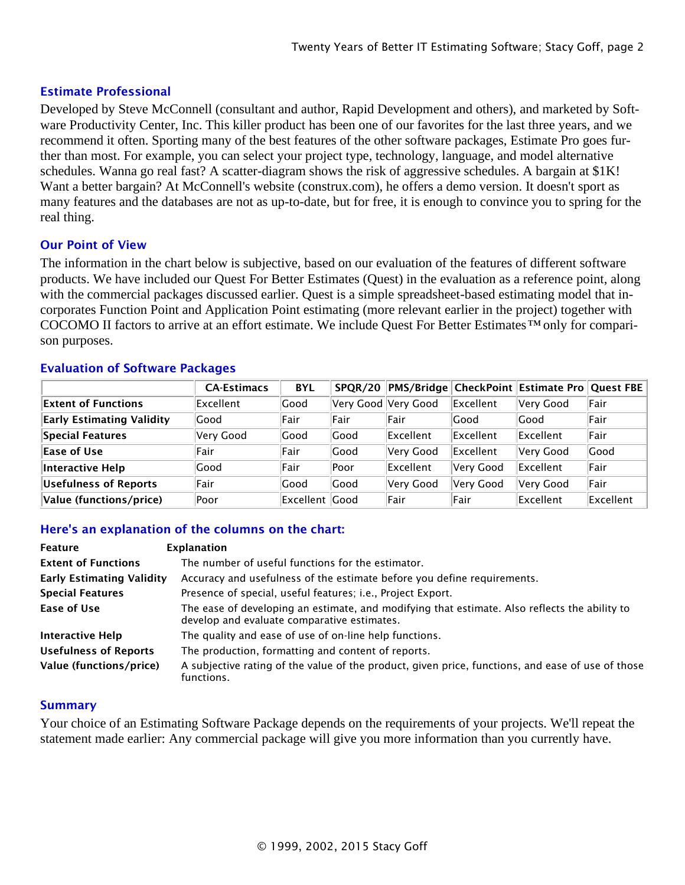## Estimate Professional

Developed by Steve McConnell (consultant and author, Rapid Development and others), and marketed by Software Productivity Center, Inc. This killer product has been one of our favorites for the last three years, and we recommend it often. Sporting many of the best features of the other software packages, Estimate Pro goes further than most. For example, you can select your project type, technology, language, and model alternative schedules. Wanna go real fast? A scatter-diagram shows the risk of aggressive schedules. A bargain at $1K! Want a better bargain? At McConnell's website (construx.com), he offers a demo version. It doesn't sport as many features and the databases are not as up-to-date, but for free, it is enough to convince you to spring for the real thing.

## Our Point of View

The information in the chart below is subjective, based on our evaluation of the features of different software products. We have included our Quest For Better Estimates (Quest) in the evaluation as a reference point, along with the commercial packages discussed earlier. Quest is a simple spreadsheet-based estimating model that incorporates Function Point and Application Point estimating (more relevant earlier in the project) together with COCOMO II factors to arrive at an effort estimate. We include Quest For Better Estimates™ only for comparison purposes.

## Evaluation of Software Packages

| | CA-Estimacs | BYL | SPQR/20 | PMS/Bridge | CheckPoint | Estimate Pro | Quest FBE |
|---|---|---|---|---|---|---|---|
| **Extent of Functions** | Excellent | Good | Very Good | Very Good | Excellent | Very Good | Fair |
| **Early Estimating Validity** | Good | Fair | Fair | Fair | Good | Good | Fair |
| **Special Features** | Very Good | Good | Good | Excellent | Excellent | Excellent | Fair |
| **Ease of Use** | Fair | Fair | Good | Very Good | Excellent | Very Good | Good |
| **Interactive Help** | Good | Fair | Poor | Excellent | Very Good | Excellent | Fair |
| **Usefulness of Reports** | Fair | Good | Good | Very Good | Very Good | Very Good | Fair |
| **Value (functions/price)** | Poor | Excellent | Good | Fair | Fair | Excellent | Excellent |

## Here's an explanation of the columns on the chart:

| Feature | Explanation |
|---|---|
| **Extent of Functions** | The number of useful functions for the estimator. |
| **Early Estimating Validity** | Accuracy and usefulness of the estimate before you define requirements. |
| **Special Features** | Presence of special, useful features; i.e., Project Export. |
| **Ease of Use** | The ease of developing an estimate, and modifying that estimate. Also reflects the ability to develop and evaluate comparative estimates. |
| **Interactive Help** | The quality and ease of use of on-line help functions. |
| **Usefulness of Reports** | The production, formatting and content of reports. |
| **Value (functions/price)** | A subjective rating of the value of the product, given price, functions, and ease of use of those functions. |

## Summary

Your choice of an Estimating Software Package depends on the requirements of your projects. We'll repeat the statement made earlier: Any commercial package will give you more information than you currently have.

© 1999, 2002, 2015 Stacy Goff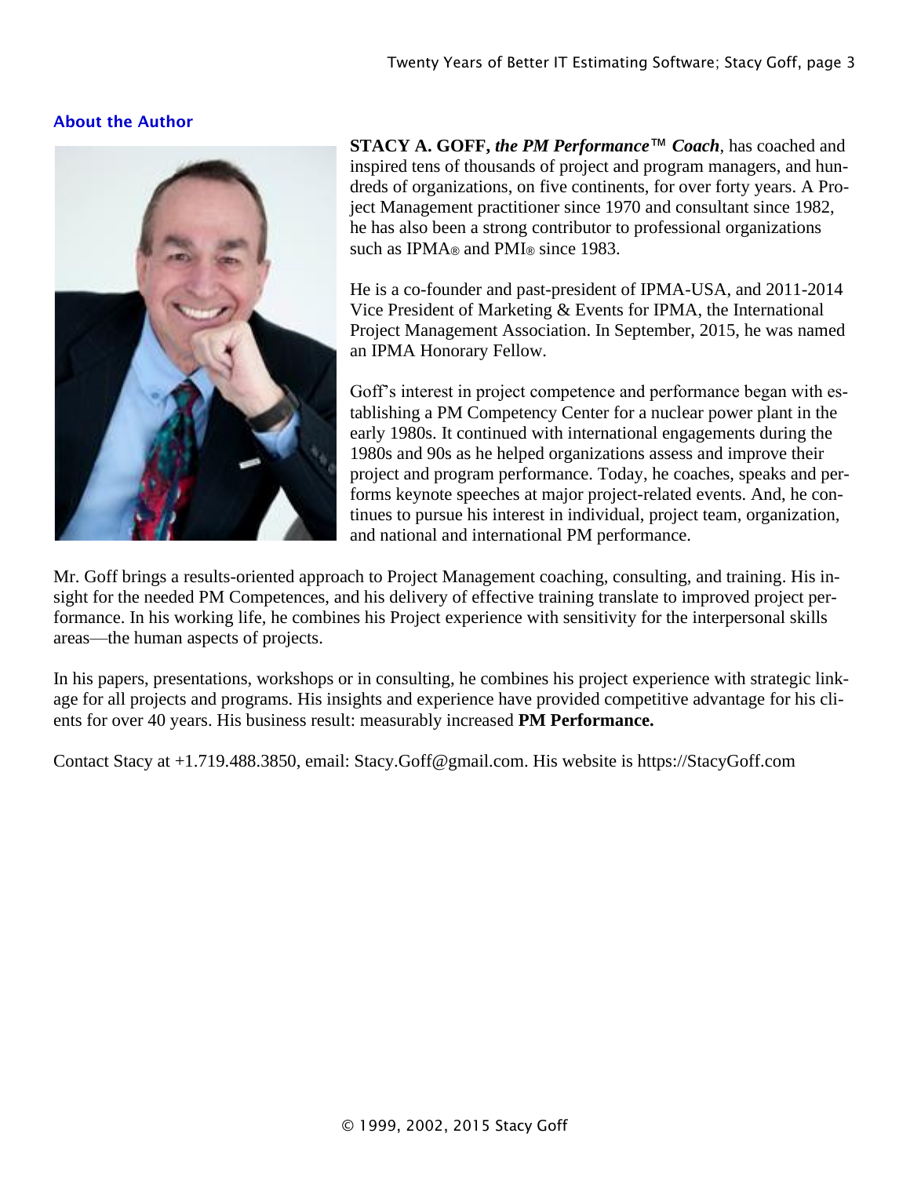## About the Author

**STACY A. GOFF, *the PM Performance™ Coach***, has coached and inspired tens of thousands of project and program managers, and hundreds of organizations, on five continents, for over forty years. A Project Management practitioner since 1970 and consultant since 1982, he has also been a strong contributor to professional organizations such as IPMA® and PMI® since 1983.

He is a co-founder and past-president of IPMA-USA, and 2011-2014 Vice President of Marketing & Events for IPMA, the International Project Management Association. In September, 2015, he was named an IPMA Honorary Fellow.

Goff's interest in project competence and performance began with establishing a PM Competency Center for a nuclear power plant in the early 1980s. It continued with international engagements during the 1980s and 90s as he helped organizations assess and improve their project and program performance. Today, he coaches, speaks and performs keynote speeches at major project-related events. And, he continues to pursue his interest in individual, project team, organization, and national and international PM performance.

Mr. Goff brings a results-oriented approach to Project Management coaching, consulting, and training. His insight for the needed PM Competences, and his delivery of effective training translate to improved project performance. In his working life, he combines his Project experience with sensitivity for the interpersonal skills areas—the human aspects of projects.

In his papers, presentations, workshops or in consulting, he combines his project experience with strategic linkage for all projects and programs. His insights and experience have provided competitive advantage for his clients for over 40 years. His business result: measurably increased **PM Performance.**

Contact Stacy at +1.719.488.3850, email: Stacy.Goff@gmail.com. His website is https://StacyGoff.com

© 1999, 2002, 2015 Stacy Goff